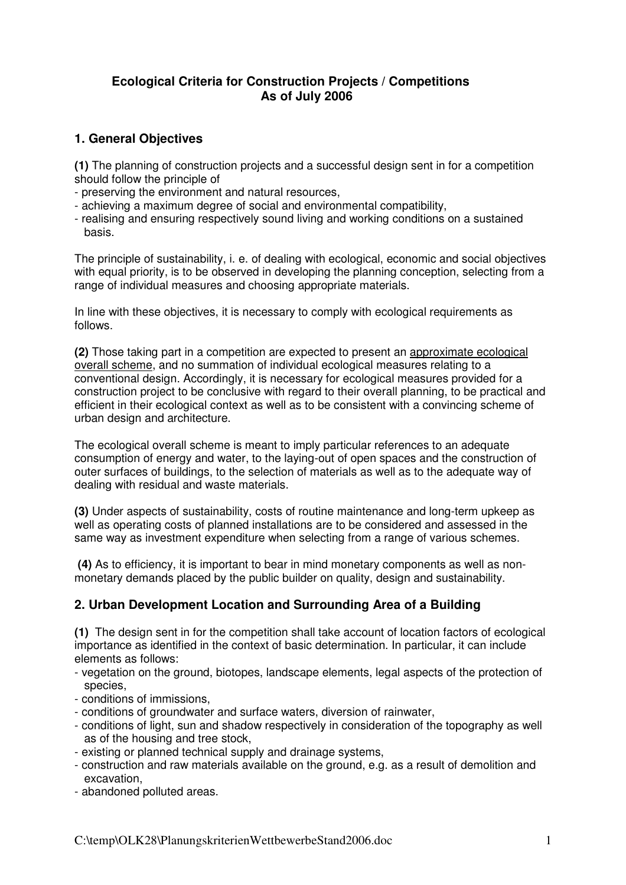# Ecological Criteria for Construction Projects / Competitions
**As of July 2006**

## 1. General Objectives

**(1)** The planning of construction projects and a successful design sent in for a competition should follow the principle of

- preserving the environment and natural resources,
- achieving a maximum degree of social and environmental compatibility,
- realising and ensuring respectively sound living and working conditions on a sustained basis.

The principle of sustainability, i. e. of dealing with ecological, economic and social objectives with equal priority, is to be observed in developing the planning conception, selecting from a range of individual measures and choosing appropriate materials.

In line with these objectives, it is necessary to comply with ecological requirements as follows.

**(2)** Those taking part in a competition are expected to present an approximate ecological overall scheme, and no summation of individual ecological measures relating to a conventional design. Accordingly, it is necessary for ecological measures provided for a construction project to be conclusive with regard to their overall planning, to be practical and efficient in their ecological context as well as to be consistent with a convincing scheme of urban design and architecture.

The ecological overall scheme is meant to imply particular references to an adequate consumption of energy and water, to the laying-out of open spaces and the construction of outer surfaces of buildings, to the selection of materials as well as to the adequate way of dealing with residual and waste materials.

**(3)** Under aspects of sustainability, costs of routine maintenance and long-term upkeep as well as operating costs of planned installations are to be considered and assessed in the same way as investment expenditure when selecting from a range of various schemes.

**(4)** As to efficiency, it is important to bear in mind monetary components as well as non-monetary demands placed by the public builder on quality, design and sustainability.

## 2. Urban Development Location and Surrounding Area of a Building

**(1)** The design sent in for the competition shall take account of location factors of ecological importance as identified in the context of basic determination. In particular, it can include elements as follows:

- vegetation on the ground, biotopes, landscape elements, legal aspects of the protection of species,
- conditions of immissions,
- conditions of groundwater and surface waters, diversion of rainwater,
- conditions of light, sun and shadow respectively in consideration of the topography as well as of the housing and tree stock,
- existing or planned technical supply and drainage systems,
- construction and raw materials available on the ground, e.g. as a result of demolition and excavation,
- abandoned polluted areas.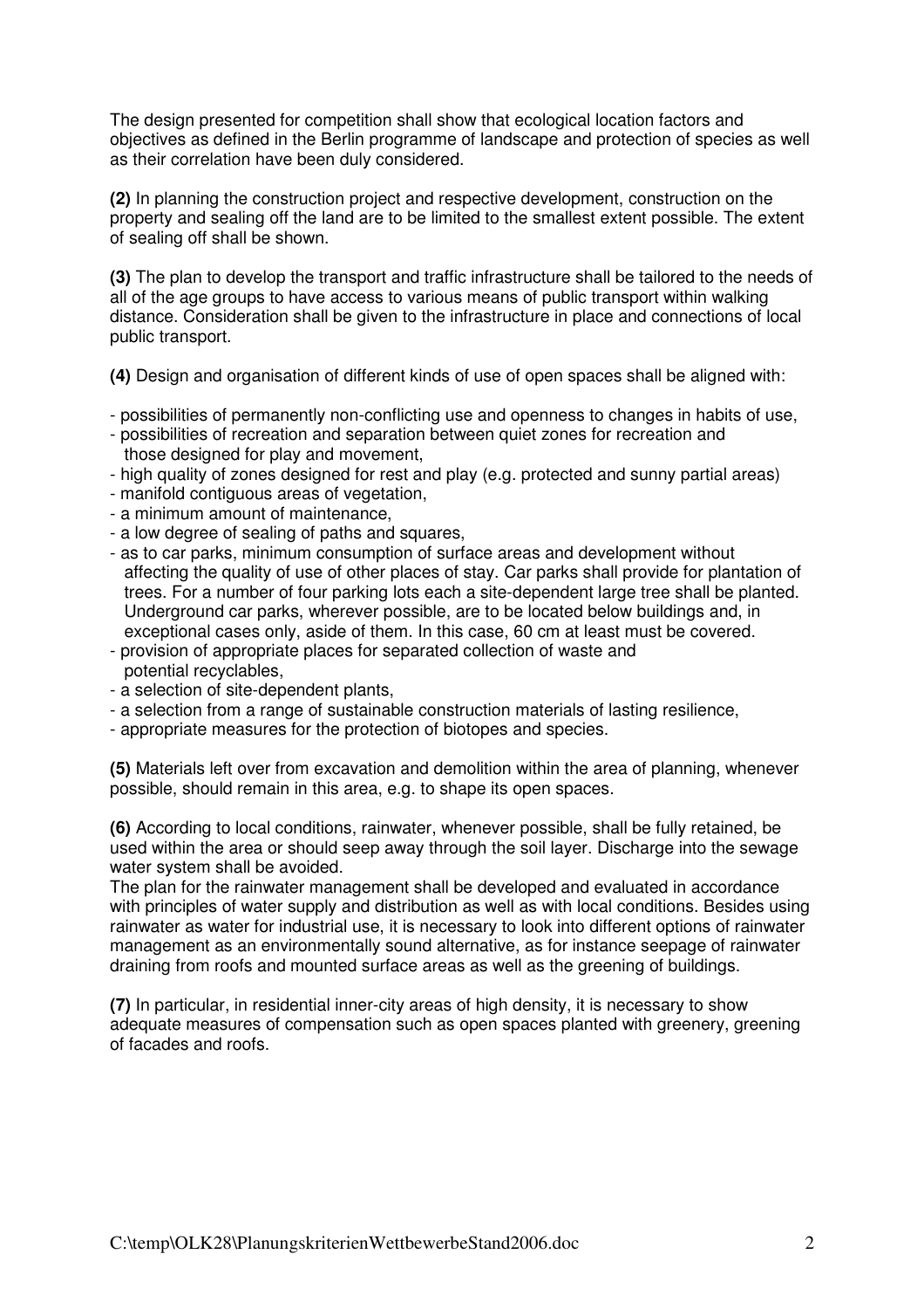The design presented for competition shall show that ecological location factors and objectives as defined in the Berlin programme of landscape and protection of species as well as their correlation have been duly considered.

**(2)** In planning the construction project and respective development, construction on the property and sealing off the land are to be limited to the smallest extent possible. The extent of sealing off shall be shown.

**(3)** The plan to develop the transport and traffic infrastructure shall be tailored to the needs of all of the age groups to have access to various means of public transport within walking distance. Consideration shall be given to the infrastructure in place and connections of local public transport.

**(4)** Design and organisation of different kinds of use of open spaces shall be aligned with:

- possibilities of permanently non-conflicting use and openness to changes in habits of use,
- possibilities of recreation and separation between quiet zones for recreation and those designed for play and movement,
- high quality of zones designed for rest and play (e.g. protected and sunny partial areas)
- manifold contiguous areas of vegetation,
- a minimum amount of maintenance,
- a low degree of sealing of paths and squares,
- as to car parks, minimum consumption of surface areas and development without affecting the quality of use of other places of stay. Car parks shall provide for plantation of trees. For a number of four parking lots each a site-dependent large tree shall be planted. Underground car parks, wherever possible, are to be located below buildings and, in exceptional cases only, aside of them. In this case, 60 cm at least must be covered.
- provision of appropriate places for separated collection of waste and potential recyclables,
- a selection of site-dependent plants,
- a selection from a range of sustainable construction materials of lasting resilience,
- appropriate measures for the protection of biotopes and species.

**(5)** Materials left over from excavation and demolition within the area of planning, whenever possible, should remain in this area, e.g. to shape its open spaces.

**(6)** According to local conditions, rainwater, whenever possible, shall be fully retained, be used within the area or should seep away through the soil layer. Discharge into the sewage water system shall be avoided.
The plan for the rainwater management shall be developed and evaluated in accordance with principles of water supply and distribution as well as with local conditions. Besides using rainwater as water for industrial use, it is necessary to look into different options of rainwater management as an environmentally sound alternative, as for instance seepage of rainwater draining from roofs and mounted surface areas as well as the greening of buildings.

**(7)** In particular, in residential inner-city areas of high density, it is necessary to show adequate measures of compensation such as open spaces planted with greenery, greening of facades and roofs.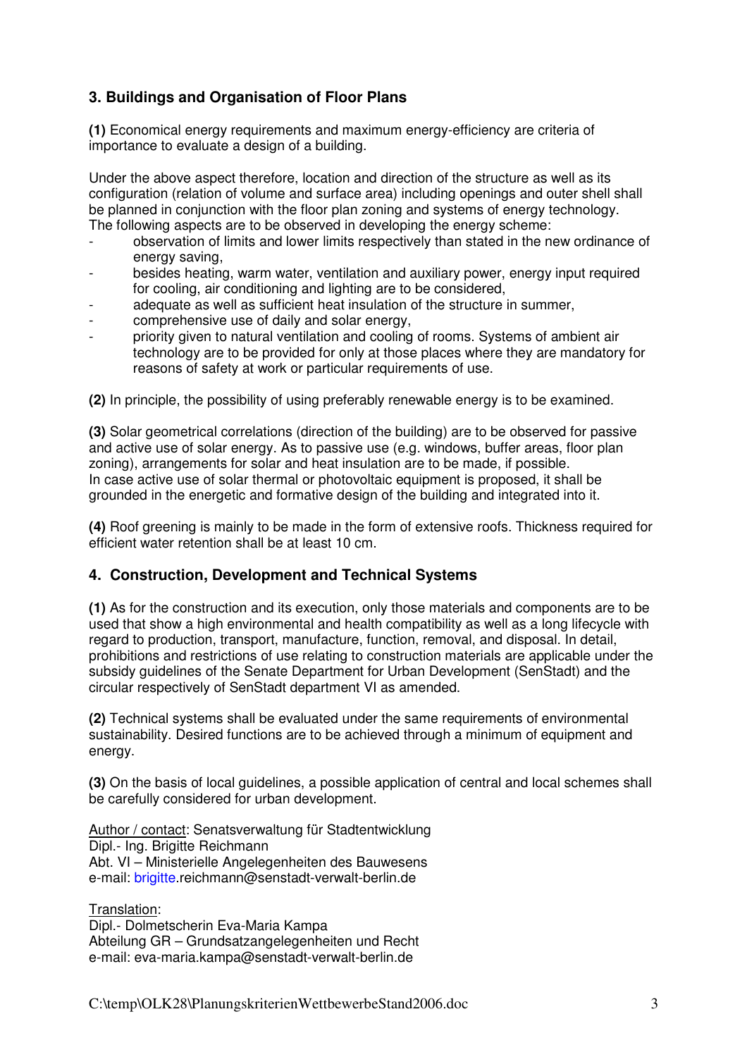## 3. Buildings and Organisation of Floor Plans

**(1)** Economical energy requirements and maximum energy-efficiency are criteria of importance to evaluate a design of a building.

Under the above aspect therefore, location and direction of the structure as well as its configuration (relation of volume and surface area) including openings and outer shell shall be planned in conjunction with the floor plan zoning and systems of energy technology. The following aspects are to be observed in developing the energy scheme:

- observation of limits and lower limits respectively than stated in the new ordinance of energy saving,
- besides heating, warm water, ventilation and auxiliary power, energy input required for cooling, air conditioning and lighting are to be considered,
- adequate as well as sufficient heat insulation of the structure in summer,
- comprehensive use of daily and solar energy,
- priority given to natural ventilation and cooling of rooms. Systems of ambient air technology are to be provided for only at those places where they are mandatory for reasons of safety at work or particular requirements of use.

**(2)** In principle, the possibility of using preferably renewable energy is to be examined.

**(3)** Solar geometrical correlations (direction of the building) are to be observed for passive and active use of solar energy. As to passive use (e.g. windows, buffer areas, floor plan zoning), arrangements for solar and heat insulation are to be made, if possible.
In case active use of solar thermal or photovoltaic equipment is proposed, it shall be grounded in the energetic and formative design of the building and integrated into it.

**(4)** Roof greening is mainly to be made in the form of extensive roofs. Thickness required for efficient water retention shall be at least 10 cm.

## 4. Construction, Development and Technical Systems

**(1)** As for the construction and its execution, only those materials and components are to be used that show a high environmental and health compatibility as well as a long lifecycle with regard to production, transport, manufacture, function, removal, and disposal. In detail, prohibitions and restrictions of use relating to construction materials are applicable under the subsidy guidelines of the Senate Department for Urban Development (SenStadt) and the circular respectively of SenStadt department VI as amended.

**(2)** Technical systems shall be evaluated under the same requirements of environmental sustainability. Desired functions are to be achieved through a minimum of equipment and energy.

**(3)** On the basis of local guidelines, a possible application of central and local schemes shall be carefully considered for urban development.

Author / contact: Senatsverwaltung für Stadtentwicklung
Dipl.- Ing. Brigitte Reichmann
Abt. VI – Ministerielle Angelegenheiten des Bauwesens
e-mail: brigitte.reichmann@senstadt-verwalt-berlin.de

Translation:
Dipl.- Dolmetscherin Eva-Maria Kampa
Abteilung GR – Grundsatzangelegenheiten und Recht
e-mail: eva-maria.kampa@senstadt-verwalt-berlin.de